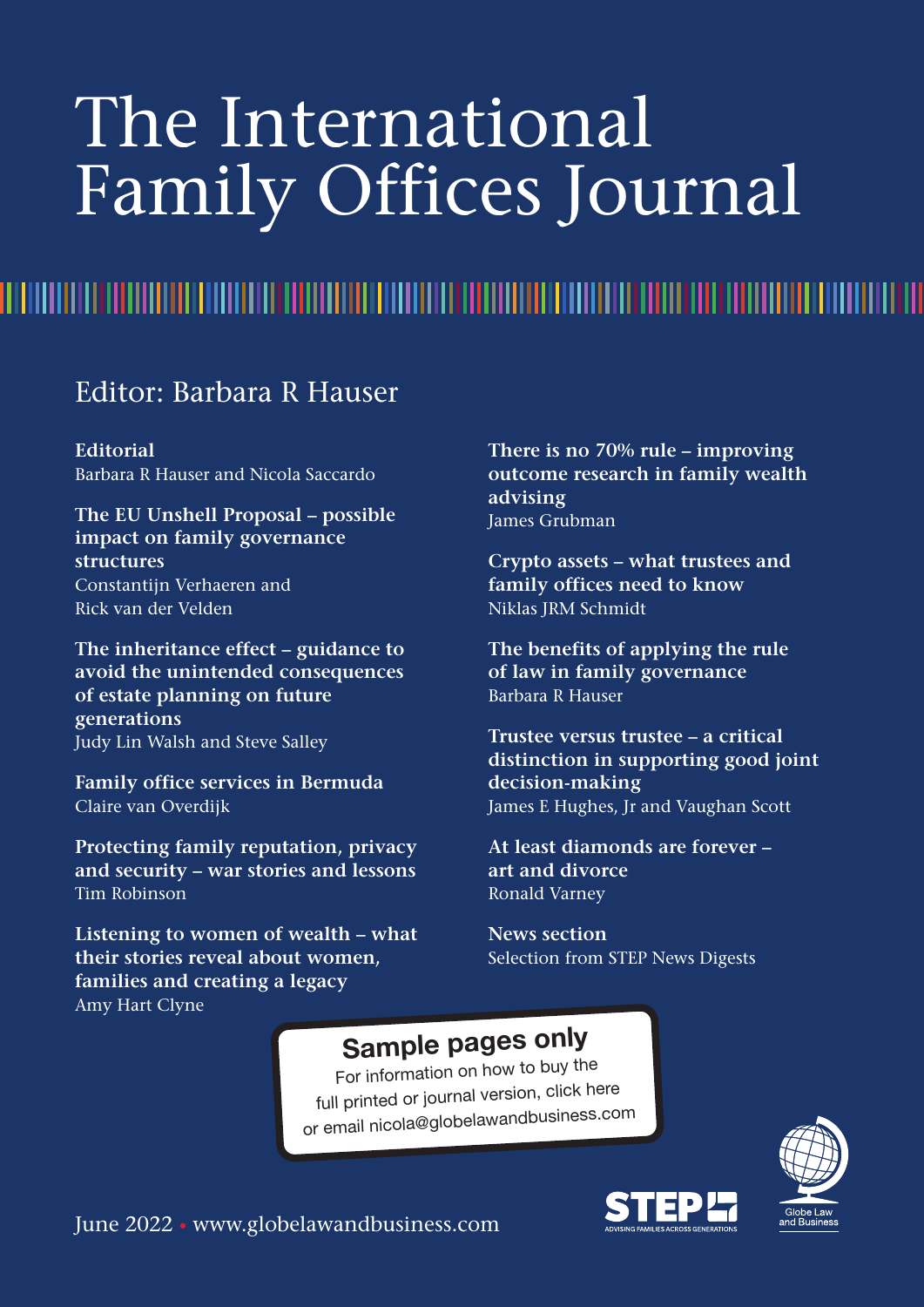# The International Family Offices Journal

## Editor: Barbara R Hauser

**Editorial**
Barbara R Hauser and Nicola Saccardo

**The EU Unshell Proposal – possible impact on family governance structures**
Constantijn Verhaeren and Rick van der Velden

**The inheritance effect – guidance to avoid the unintended consequences of estate planning on future generations**
Judy Lin Walsh and Steve Salley

**Family office services in Bermuda**
Claire van Overdijk

**Protecting family reputation, privacy and security – war stories and lessons**
Tim Robinson

**Listening to women of wealth – what their stories reveal about women, families and creating a legacy**
Amy Hart Clyne

**There is no 70% rule – improving outcome research in family wealth advising**
James Grubman

**Crypto assets – what trustees and family offices need to know**
Niklas JRM Schmidt

**The benefits of applying the rule of law in family governance**
Barbara R Hauser

**Trustee versus trustee – a critical distinction in supporting good joint decision-making**
James E Hughes, Jr and Vaughan Scott

**At least diamonds are forever – art and divorce**
Ronald Varney

**News section**
Selection from STEP News Digests

**Sample pages only**
For information on how to buy the full printed or journal version, click here or email nicola@globelawandbusiness.com

June 2022 • www.globelawandbusiness.com

STEP – ADVISING FAMILIES ACROSS GENERATIONS

Globe Law and Business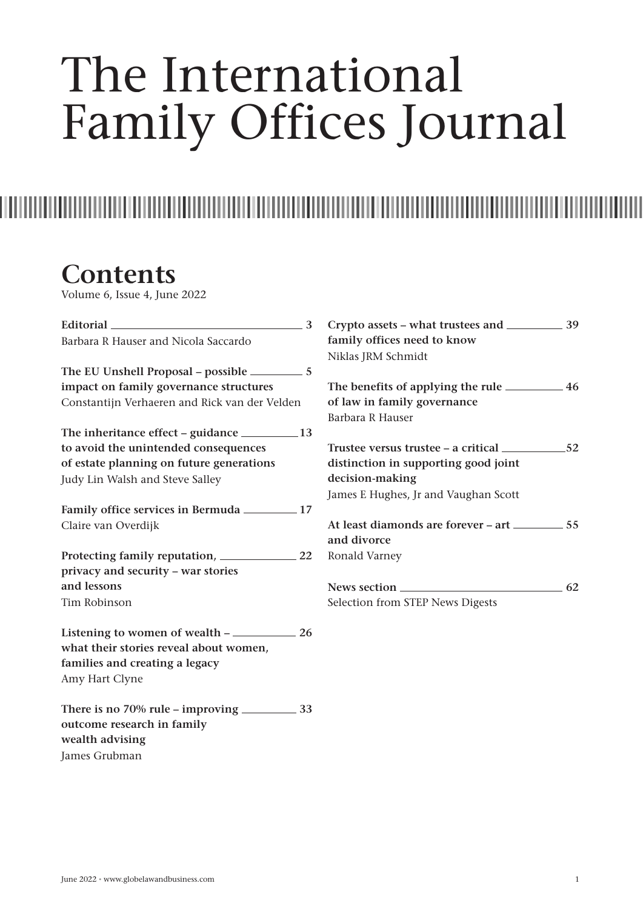# The International Family Offices Journal

## Contents

Volume 6, Issue 4, June 2022

**Editorial** — 3
Barbara R Hauser and Nicola Saccardo

**The EU Unshell Proposal – possible impact on family governance structures** — 5
Constantijn Verhaeren and Rick van der Velden

**The inheritance effect – guidance to avoid the unintended consequences of estate planning on future generations** — 13
Judy Lin Walsh and Steve Salley

**Family office services in Bermuda** — 17
Claire van Overdijk

**Protecting family reputation, privacy and security – war stories and lessons** — 22
Tim Robinson

**Listening to women of wealth – what their stories reveal about women, families and creating a legacy** — 26
Amy Hart Clyne

**There is no 70% rule – improving outcome research in family wealth advising** — 33
James Grubman

**Crypto assets – what trustees and family offices need to know** — 39
Niklas JRM Schmidt

**The benefits of applying the rule of law in family governance** — 46
Barbara R Hauser

**Trustee versus trustee – a critical distinction in supporting good joint decision-making** — 52
James E Hughes, Jr and Vaughan Scott

**At least diamonds are forever – art and divorce** — 55
Ronald Varney

**News section** — 62
Selection from STEP News Digests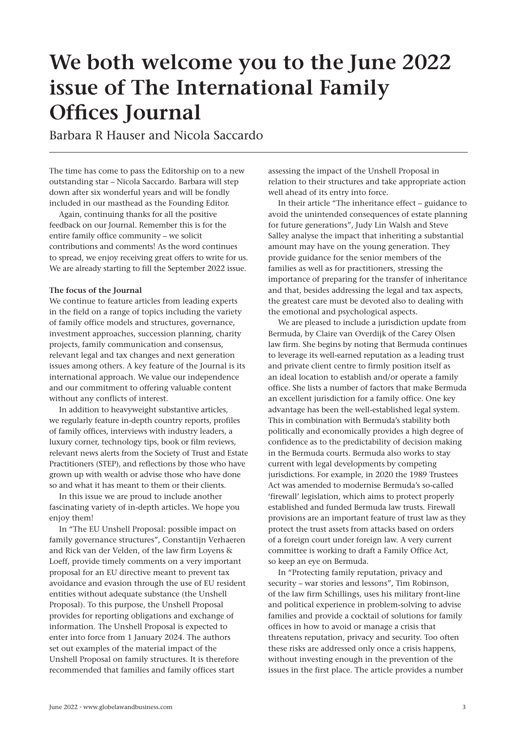# We both welcome you to the June 2022 issue of The International Family Offices Journal

Barbara R Hauser and Nicola Saccardo

The time has come to pass the Editorship on to a new outstanding star – Nicola Saccardo. Barbara will step down after six wonderful years and will be fondly included in our masthead as the Founding Editor.

Again, continuing thanks for all the positive feedback on our Journal. Remember this is for the entire family office community – we solicit contributions and comments! As the word continues to spread, we enjoy receiving great offers to write for us. We are already starting to fill the September 2022 issue.

**The focus of the Journal**

We continue to feature articles from leading experts in the field on a range of topics including the variety of family office models and structures, governance, investment approaches, succession planning, charity projects, family communication and consensus, relevant legal and tax changes and next generation issues among others. A key feature of the Journal is its international approach. We value our independence and our commitment to offering valuable content without any conflicts of interest.

In addition to heavyweight substantive articles, we regularly feature in-depth country reports, profiles of family offices, interviews with industry leaders, a luxury corner, technology tips, book or film reviews, relevant news alerts from the Society of Trust and Estate Practitioners (STEP), and reflections by those who have grown up with wealth or advise those who have done so and what it has meant to them or their clients.

In this issue we are proud to include another fascinating variety of in-depth articles. We hope you enjoy them!

In "The EU Unshell Proposal: possible impact on family governance structures", Constantijn Verhaeren and Rick van der Velden, of the law firm Loyens & Loeff, provide timely comments on a very important proposal for an EU directive meant to prevent tax avoidance and evasion through the use of EU resident entities without adequate substance (the Unshell Proposal). To this purpose, the Unshell Proposal provides for reporting obligations and exchange of information. The Unshell Proposal is expected to enter into force from 1 January 2024. The authors set out examples of the material impact of the Unshell Proposal on family structures. It is therefore recommended that families and family offices start assessing the impact of the Unshell Proposal in relation to their structures and take appropriate action well ahead of its entry into force.

In their article "The inheritance effect – guidance to avoid the unintended consequences of estate planning for future generations", Judy Lin Walsh and Steve Salley analyse the impact that inheriting a substantial amount may have on the young generation. They provide guidance for the senior members of the families as well as for practitioners, stressing the importance of preparing for the transfer of inheritance and that, besides addressing the legal and tax aspects, the greatest care must be devoted also to dealing with the emotional and psychological aspects.

We are pleased to include a jurisdiction update from Bermuda, by Claire van Overdijk of the Carey Olsen law firm. She begins by noting that Bermuda continues to leverage its well-earned reputation as a leading trust and private client centre to firmly position itself as an ideal location to establish and/or operate a family office. She lists a number of factors that make Bermuda an excellent jurisdiction for a family office. One key advantage has been the well-established legal system. This in combination with Bermuda's stability both politically and economically provides a high degree of confidence as to the predictability of decision making in the Bermuda courts. Bermuda also works to stay current with legal developments by competing jurisdictions. For example, in 2020 the 1989 Trustees Act was amended to modernise Bermuda's so-called 'firewall' legislation, which aims to protect properly established and funded Bermuda law trusts. Firewall provisions are an important feature of trust law as they protect the trust assets from attacks based on orders of a foreign court under foreign law. A very current committee is working to draft a Family Office Act, so keep an eye on Bermuda.

In "Protecting family reputation, privacy and security – war stories and lessons", Tim Robinson, of the law firm Schillings, uses his military front-line and political experience in problem-solving to advise families and provide a cocktail of solutions for family offices in how to avoid or manage a crisis that threatens reputation, privacy and security. Too often these risks are addressed only once a crisis happens, without investing enough in the prevention of the issues in the first place. The article provides a number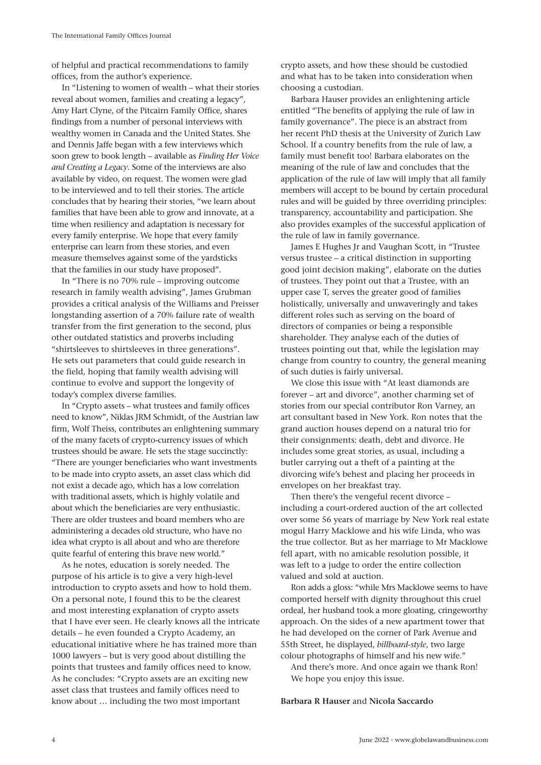of helpful and practical recommendations to family offices, from the author's experience.

In "Listening to women of wealth – what their stories reveal about women, families and creating a legacy", Amy Hart Clyne, of the Pitcairn Family Office, shares findings from a number of personal interviews with wealthy women in Canada and the United States. She and Dennis Jaffe began with a few interviews which soon grew to book length – available as *Finding Her Voice and Creating a Legacy*. Some of the interviews are also available by video, on request. The women were glad to be interviewed and to tell their stories. The article concludes that by hearing their stories, "we learn about families that have been able to grow and innovate, at a time when resiliency and adaptation is necessary for every family enterprise. We hope that every family enterprise can learn from these stories, and even measure themselves against some of the yardsticks that the families in our study have proposed".

In "There is no 70% rule – improving outcome research in family wealth advising", James Grubman provides a critical analysis of the Williams and Preisser longstanding assertion of a 70% failure rate of wealth transfer from the first generation to the second, plus other outdated statistics and proverbs including "shirtsleeves to shirtsleeves in three generations". He sets out parameters that could guide research in the field, hoping that family wealth advising will continue to evolve and support the longevity of today's complex diverse families.

In "Crypto assets – what trustees and family offices need to know", Niklas JRM Schmidt, of the Austrian law firm, Wolf Theiss, contributes an enlightening summary of the many facets of crypto-currency issues of which trustees should be aware. He sets the stage succinctly: "There are younger beneficiaries who want investments to be made into crypto assets, an asset class which did not exist a decade ago, which has a low correlation with traditional assets, which is highly volatile and about which the beneficiaries are very enthusiastic. There are older trustees and board members who are administering a decades old structure, who have no idea what crypto is all about and who are therefore quite fearful of entering this brave new world."

As he notes, education is sorely needed. The purpose of his article is to give a very high-level introduction to crypto assets and how to hold them. On a personal note, I found this to be the clearest and most interesting explanation of crypto assets that I have ever seen. He clearly knows all the intricate details – he even founded a Crypto Academy, an educational initiative where he has trained more than 1000 lawyers – but is very good about distilling the points that trustees and family offices need to know. As he concludes: "Crypto assets are an exciting new asset class that trustees and family offices need to know about … including the two most important crypto assets, and how these should be custodied and what has to be taken into consideration when choosing a custodian.

Barbara Hauser provides an enlightening article entitled "The benefits of applying the rule of law in family governance". The piece is an abstract from her recent PhD thesis at the University of Zurich Law School. If a country benefits from the rule of law, a family must benefit too! Barbara elaborates on the meaning of the rule of law and concludes that the application of the rule of law will imply that all family members will accept to be bound by certain procedural rules and will be guided by three overriding principles: transparency, accountability and participation. She also provides examples of the successful application of the rule of law in family governance.

James E Hughes Jr and Vaughan Scott, in "Trustee versus trustee – a critical distinction in supporting good joint decision making", elaborate on the duties of trustees. They point out that a Trustee, with an upper case T, serves the greater good of families holistically, universally and unwaveringly and takes different roles such as serving on the board of directors of companies or being a responsible shareholder. They analyse each of the duties of trustees pointing out that, while the legislation may change from country to country, the general meaning of such duties is fairly universal.

We close this issue with "At least diamonds are forever – art and divorce", another charming set of stories from our special contributor Ron Varney, an art consultant based in New York. Ron notes that the grand auction houses depend on a natural trio for their consignments: death, debt and divorce. He includes some great stories, as usual, including a butler carrying out a theft of a painting at the divorcing wife's behest and placing her proceeds in envelopes on her breakfast tray.

Then there's the vengeful recent divorce – including a court-ordered auction of the art collected over some 56 years of marriage by New York real estate mogul Harry Macklowe and his wife Linda, who was the true collector. But as her marriage to Mr Macklowe fell apart, with no amicable resolution possible, it was left to a judge to order the entire collection valued and sold at auction.

Ron adds a gloss: "while Mrs Macklowe seems to have comported herself with dignity throughout this cruel ordeal, her husband took a more gloating, cringeworthy approach. On the sides of a new apartment tower that he had developed on the corner of Park Avenue and 55th Street, he displayed, *billboard-style*, two large colour photographs of himself and his new wife."

And there's more. And once again we thank Ron!

We hope you enjoy this issue.

**Barbara R Hauser** and **Nicola Saccardo**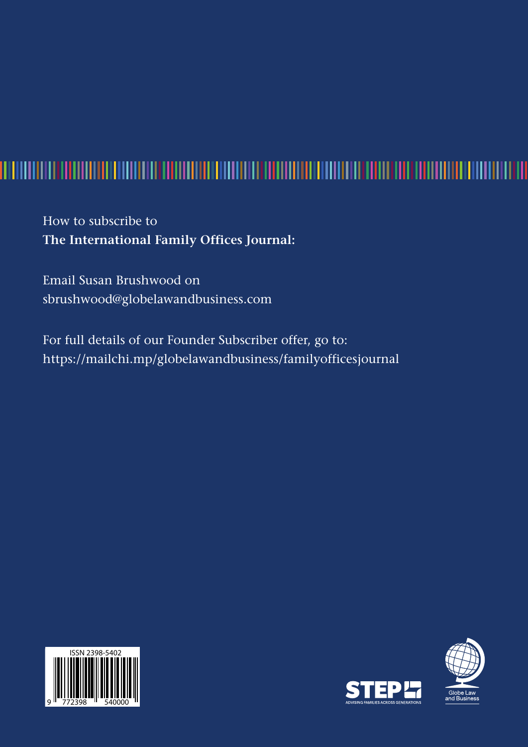How to subscribe to
**The International Family Offices Journal:**

Email Susan Brushwood on
sbrushwood@globelawandbusiness.com

For full details of our Founder Subscriber offer, go to:
https://mailchi.mp/globelawandbusiness/familyofficesjournal

ISSN 2398-5402

9 772398 540000

STEP
ADVISING FAMILIES ACROSS GENERATIONS

Globe Law
and Business